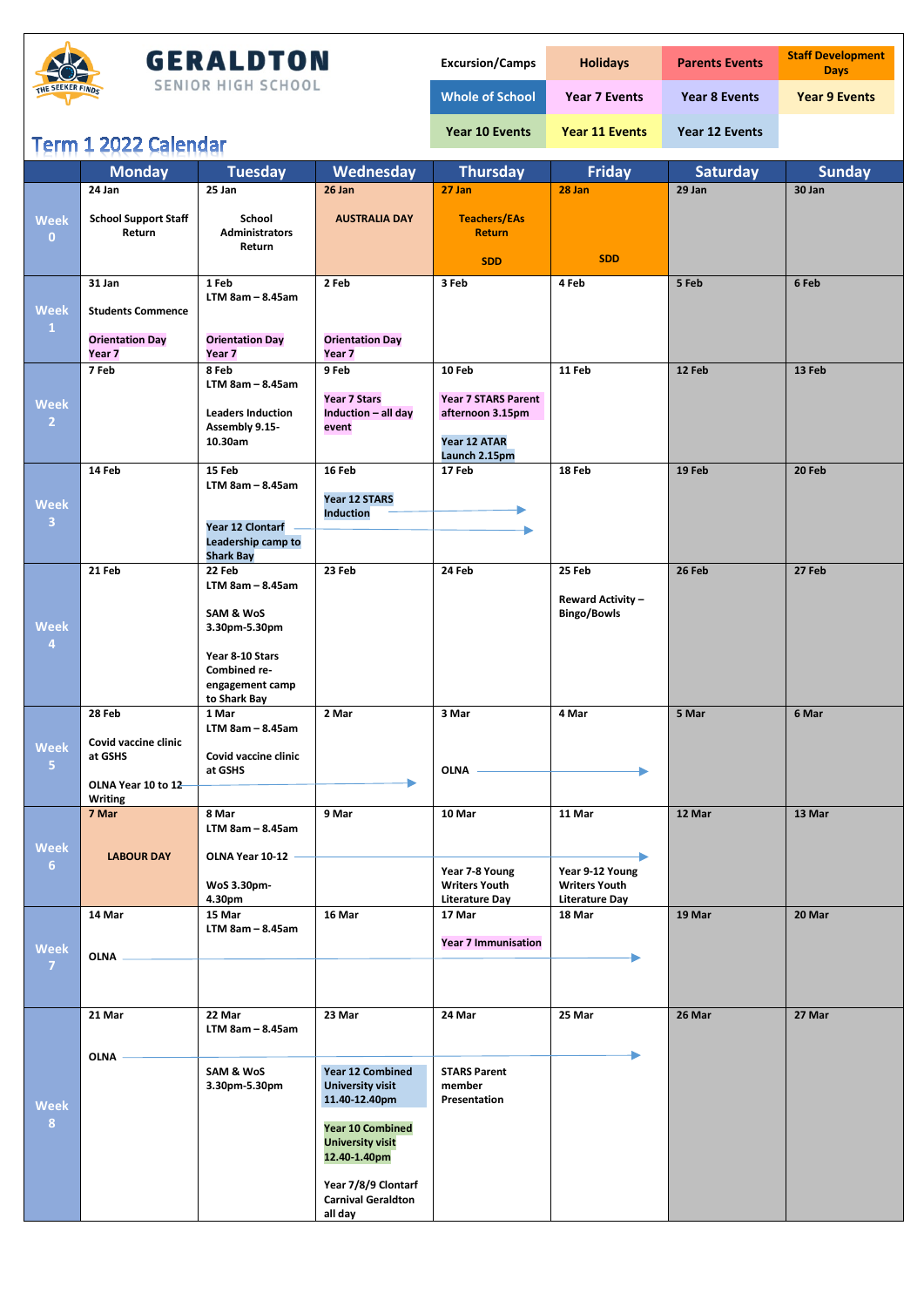# GERALDTON SENIOR HIGH SCHOOL

| Excursion/Camps | Holidays | Parents Events | Staff Development Days |
|---|---|---|---|
| Whole of School | Year 7 Events | Year 8 Events | Year 9 Events |
| Year 10 Events | Year 11 Events | Year 12 Events | |

## Term 1 2022 Calendar

| | Monday | Tuesday | Wednesday | Thursday | Friday | Saturday | Sunday |
|---|---|---|---|---|---|---|---|
| Week 0 | 24 Jan<br>School Support Staff Return | 25 Jan<br>School Administrators Return | 26 Jan<br>AUSTRALIA DAY | 27 Jan<br>Teachers/EAs Return<br>SDD | 28 Jan<br>SDD | 29 Jan | 30 Jan |
| Week 1 | 31 Jan<br>Students Commence<br>Orientation Day Year 7 | 1 Feb<br>LTM 8am – 8.45am<br>Orientation Day Year 7 | 2 Feb<br>Orientation Day Year 7 | 3 Feb | 4 Feb | 5 Feb | 6 Feb |
| Week 2 | 7 Feb | 8 Feb<br>LTM 8am – 8.45am<br>Leaders Induction Assembly 9.15-10.30am | 9 Feb<br>Year 7 Stars Induction – all day event | 10 Feb<br>Year 7 STARS Parent afternoon 3.15pm<br>Year 12 ATAR Launch 2.15pm | 11 Feb | 12 Feb | 13 Feb |
| Week 3 | 14 Feb | 15 Feb<br>LTM 8am – 8.45am<br>Year 12 Clontarf Leadership camp to Shark Bay → | 16 Feb<br>Year 12 STARS Induction → | 17 Feb | 18 Feb | 19 Feb | 20 Feb |
| Week 4 | 21 Feb | 22 Feb<br>LTM 8am – 8.45am<br>SAM & WoS 3.30pm-5.30pm<br>Year 8-10 Stars Combined re-engagement camp to Shark Bay | 23 Feb | 24 Feb | 25 Feb<br>Reward Activity – Bingo/Bowls | 26 Feb | 27 Feb |
| Week 5 | 28 Feb<br>Covid vaccine clinic at GSHS<br>OLNA Year 10 to 12 Writing → | 1 Mar<br>LTM 8am – 8.45am<br>Covid vaccine clinic at GSHS | 2 Mar | 3 Mar<br>OLNA → | 4 Mar | 5 Mar | 6 Mar |
| Week 6 | 7 Mar<br>LABOUR DAY | 8 Mar<br>LTM 8am – 8.45am<br>OLNA Year 10-12 →<br>WoS 3.30pm-4.30pm | 9 Mar | 10 Mar<br>Year 7-8 Young Writers Youth Literature Day | 11 Mar<br>Year 9-12 Young Writers Youth Literature Day | 12 Mar | 13 Mar |
| Week 7 | 14 Mar<br>OLNA → | 15 Mar<br>LTM 8am – 8.45am | 16 Mar | 17 Mar<br>Year 7 Immunisation | 18 Mar | 19 Mar | 20 Mar |
| Week 8 | 21 Mar<br>OLNA → | 22 Mar<br>LTM 8am – 8.45am<br>SAM & WoS 3.30pm-5.30pm | 23 Mar<br>Year 12 Combined University visit 11.40-12.40pm<br>Year 10 Combined University visit 12.40-1.40pm<br>Year 7/8/9 Clontarf Carnival Geraldton all day | 24 Mar<br>STARS Parent member Presentation | 25 Mar | 26 Mar | 27 Mar |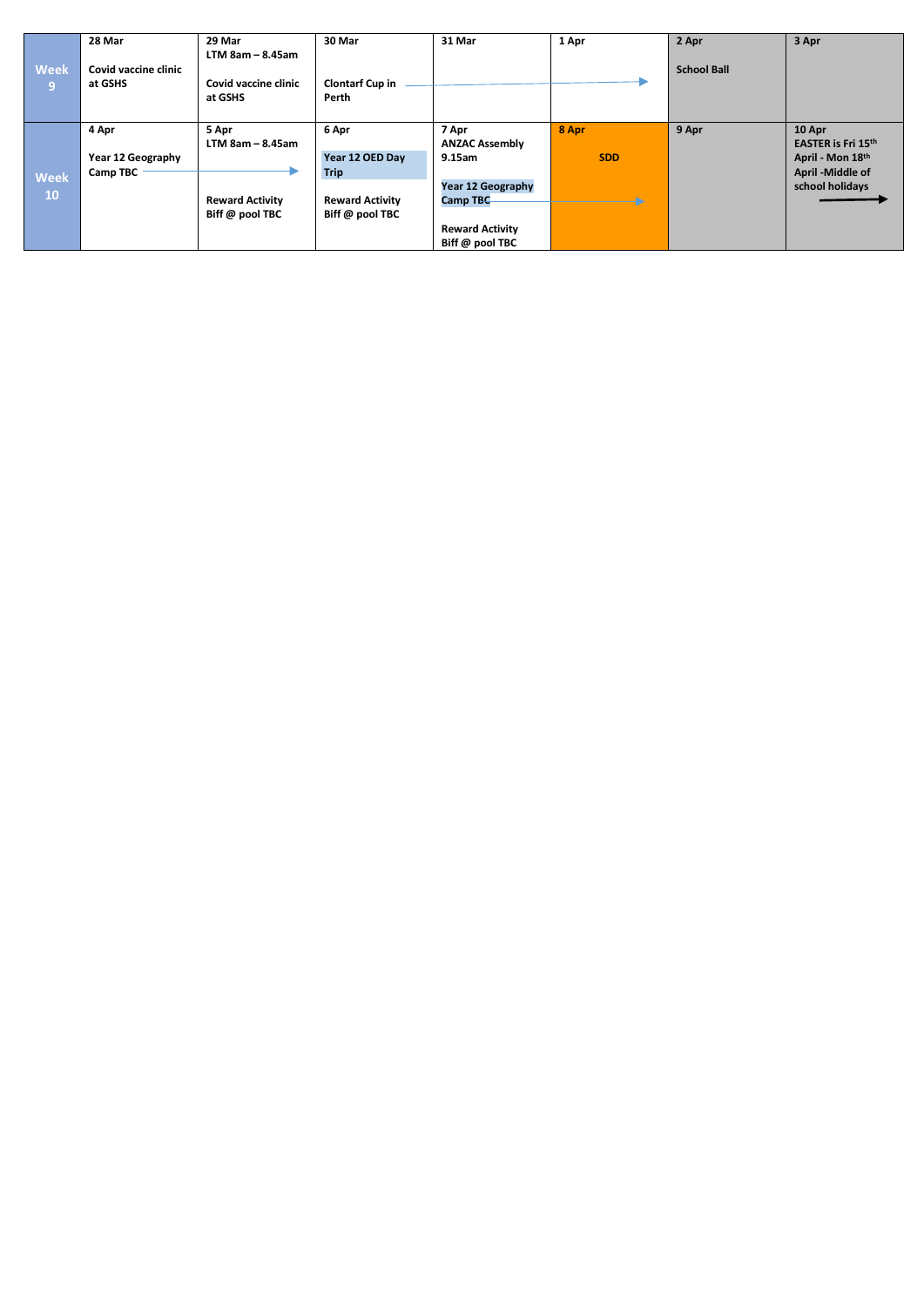| | | | | | | | |
|---|---|---|---|---|---|---|---|
| **Week 9** | **28 Mar**<br><br>**Covid vaccine clinic at GSHS** | **29 Mar**<br>**LTM 8am – 8.45am**<br><br>**Covid vaccine clinic at GSHS** | **30 Mar**<br><br>**Clontarf Cup in Perth** → | **31 Mar**<br><br>→ | **1 Apr**<br><br>→ | **2 Apr**<br><br>**School Ball** | **3 Apr** |
| **Week 10** | **4 Apr**<br><br>**Year 12 Geography Camp TBC** → | **5 Apr**<br>**LTM 8am – 8.45am**<br>→<br><br>**Reward Activity Biff @ pool TBC** | **6 Apr**<br><br>**Year 12 OED Day Trip**<br><br>**Reward Activity Biff @ pool TBC** | **7 Apr**<br>**ANZAC Assembly 9.15am**<br><br>**Year 12 Geography Camp TBC** →<br><br>**Reward Activity Biff @ pool TBC** | **8 Apr**<br><br>**SDD**<br>→ | **9 Apr** | **10 Apr**<br>**EASTER is Fri 15th April - Mon 18th April -Middle of school holidays**<br>→ |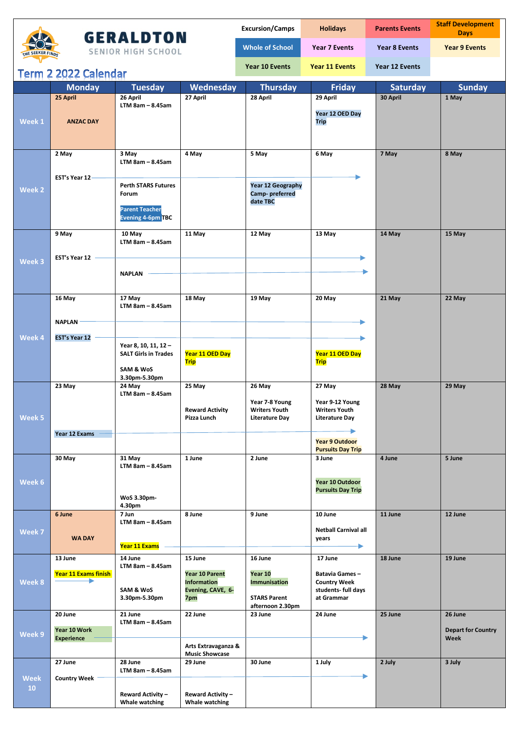# GERALDTON SENIOR HIGH SCHOOL

## Term 2 2022 Calendar

| Excursion/Camps | Holidays | Parents Events | Staff Development Days |
|---|---|---|---|
| Whole of School | Year 7 Events | Year 8 Events | Year 9 Events |
| Year 10 Events | Year 11 Events | Year 12 Events | |

| | Monday | Tuesday | Wednesday | Thursday | Friday | Saturday | Sunday |
|---|---|---|---|---|---|---|---|
| Week 1 | 25 April<br>ANZAC DAY | 26 April<br>LTM 8am – 8.45am | 27 April | 28 April | 29 April<br>Year 12 OED Day Trip | 30 April | 1 May |
| Week 2 | 2 May<br>EST's Year 12 → | 3 May<br>LTM 8am – 8.45am<br>Perth STARS Futures Forum<br>Parent Teacher Evening 4-6pm TBC | 4 May | 5 May<br>Year 12 Geography Camp- preferred date TBC | 6 May | 7 May | 8 May |
| Week 3 | 9 May<br>EST's Year 12 → | 10 May<br>LTM 8am – 8.45am<br>NAPLAN → | 11 May | 12 May | 13 May | 14 May | 15 May |
| Week 4 | 16 May<br>NAPLAN →<br>EST's Year 12 → | 17 May<br>LTM 8am – 8.45am<br>Year 8, 10, 11, 12 – SALT Girls in Trades<br>SAM & WoS 3.30pm-5.30pm | 18 May<br>Year 11 OED Day Trip | 19 May | 20 May<br>Year 11 OED Day Trip | 21 May | 22 May |
| Week 5 | 23 May<br>Year 12 Exams → | 24 May<br>LTM 8am – 8.45am | 25 May<br>Reward Activity Pizza Lunch | 26 May<br>Year 7-8 Young Writers Youth Literature Day | 27 May<br>Year 9-12 Young Writers Youth Literature Day<br>Year 9 Outdoor Pursuits Day Trip | 28 May | 29 May |
| Week 6 | 30 May | 31 May<br>LTM 8am – 8.45am<br>WoS 3.30pm-4.30pm | 1 June | 2 June | 3 June<br>Year 10 Outdoor Pursuits Day Trip | 4 June | 5 June |
| Week 7 | 6 June<br>WA DAY | 7 Jun<br>LTM 8am – 8.45am<br>Year 11 Exams → | 8 June | 9 June | 10 June<br>Netball Carnival all years | 11 June | 12 June |
| Week 8 | 13 June<br>Year 11 Exams finish → | 14 June<br>LTM 8am – 8.45am<br>SAM & WoS 3.30pm-5.30pm | 15 June<br>Year 10 Parent Information Evening, CAVE, 6-7pm | 16 June<br>Year 10 Immunisation<br>STARS Parent afternoon 2.30pm | 17 June<br>Batavia Games – Country Week students- full days at Grammar | 18 June | 19 June |
| Week 9 | 20 June<br>Year 10 Work Experience → | 21 June<br>LTM 8am – 8.45am | 22 June<br>Arts Extravaganza & Music Showcase | 23 June | 24 June | 25 June | 26 June<br>Depart for Country Week |
| Week 10 | 27 June<br>Country Week → | 28 June<br>LTM 8am – 8.45am<br>Reward Activity – Whale watching | 29 June<br>Reward Activity – Whale watching | 30 June | 1 July | 2 July | 3 July |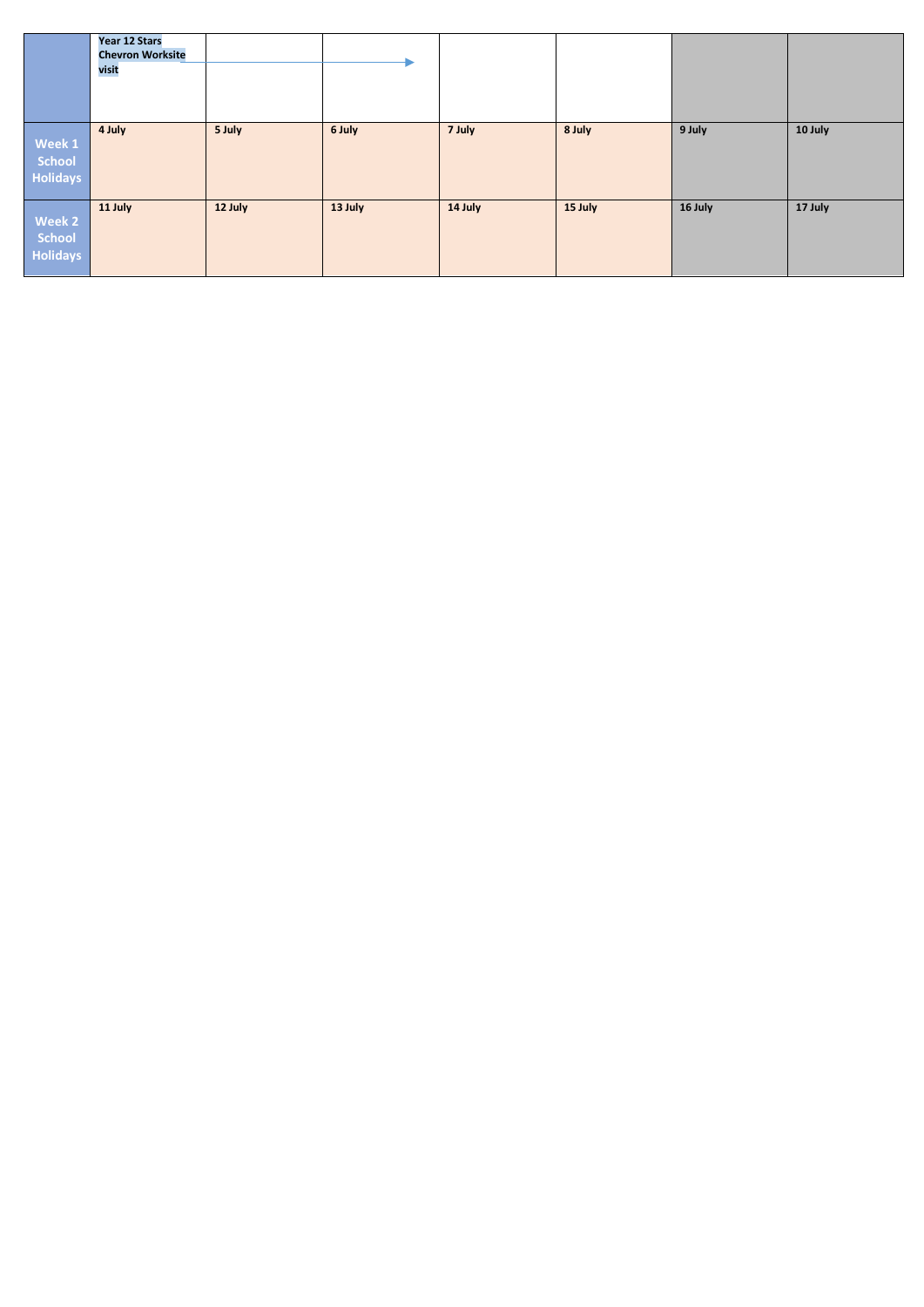| | Year 12 Stars Chevron Worksite visit → | | | | | | |
|---|---|---|---|---|---|---|---|
| **Week 1 School Holidays** | **4 July** | **5 July** | **6 July** | **7 July** | **8 July** | **9 July** | **10 July** |
| **Week 2 School Holidays** | **11 July** | **12 July** | **13 July** | **14 July** | **15 July** | **16 July** | **17 July** |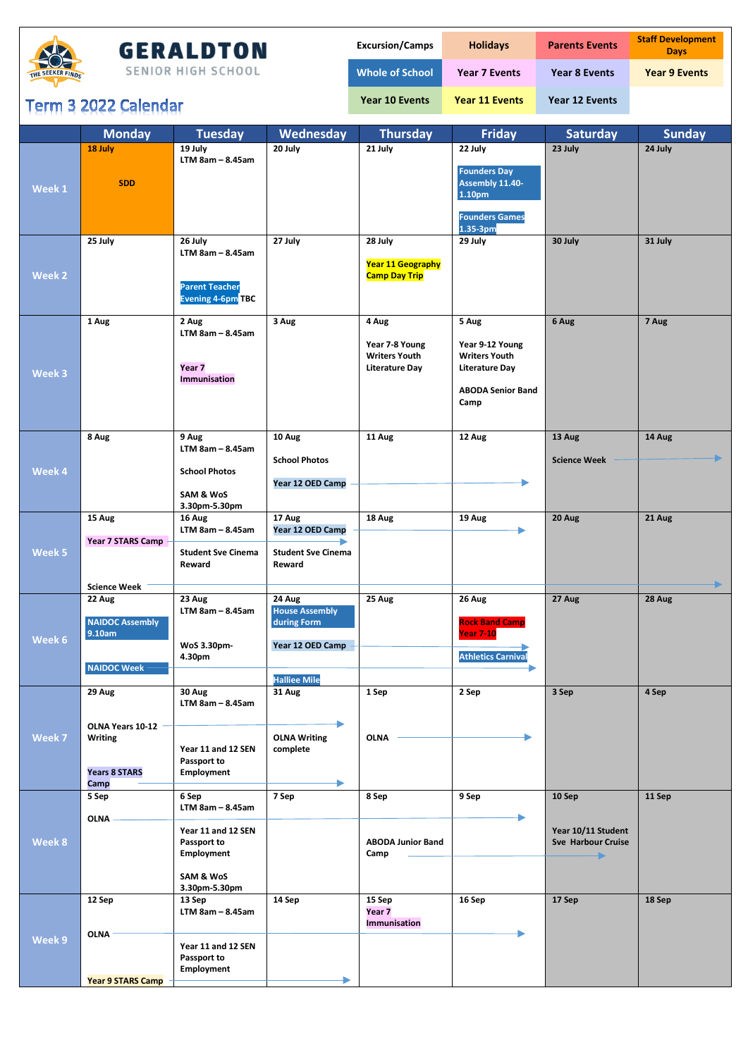# GERALDTON SENIOR HIGH SCHOOL

THE SEEKER FINDS

## Term 3 2022 Calendar

| Excursion/Camps | Holidays | Parents Events | Staff Development Days |
|---|---|---|---|
| Whole of School | Year 7 Events | Year 8 Events | Year 9 Events |
| Year 10 Events | Year 11 Events | Year 12 Events | |

| | Monday | Tuesday | Wednesday | Thursday | Friday | Saturday | Sunday |
|---|---|---|---|---|---|---|---|
| Week 1 | 18 July<br>SDD | 19 July<br>LTM 8am – 8.45am | 20 July | 21 July | 22 July<br>Founders Day Assembly 11.40-1.10pm<br>Founders Games 1.35-3pm | 23 July | 24 July |
| Week 2 | 25 July | 26 July<br>LTM 8am – 8.45am<br>Parent Teacher Evening 4-6pm TBC | 27 July | 28 July<br>Year 11 Geography Camp Day Trip | 29 July | 30 July | 31 July |
| Week 3 | 1 Aug | 2 Aug<br>LTM 8am – 8.45am<br>Year 7 Immunisation | 3 Aug | 4 Aug<br>Year 7-8 Young Writers Youth Literature Day | 5 Aug<br>Year 9-12 Young Writers Youth Literature Day<br>ABODA Senior Band Camp | 6 Aug | 7 Aug |
| Week 4 | 8 Aug | 9 Aug<br>LTM 8am – 8.45am<br>School Photos<br>SAM & WoS 3.30pm-5.30pm | 10 Aug<br>School Photos<br>Year 12 OED Camp → | 11 Aug | 12 Aug | 13 Aug<br>Science Week → | 14 Aug |
| Week 5 | 15 Aug<br>Year 7 STARS Camp<br>Science Week → | 16 Aug<br>LTM 8am – 8.45am<br>Student Sve Cinema Reward | 17 Aug<br>Year 12 OED Camp →<br>Student Sve Cinema Reward | 18 Aug | 19 Aug | 20 Aug | 21 Aug |
| Week 6 | 22 Aug<br>NAIDOC Assembly 9.10am<br>NAIDOC Week → | 23 Aug<br>LTM 8am – 8.45am<br>WoS 3.30pm-4.30pm | 24 Aug<br>House Assembly during Form<br>Year 12 OED Camp →<br>Halliee Mile | 25 Aug | 26 Aug<br>Rock Band Camp Year 7-10<br>Athletics Carnival | 27 Aug | 28 Aug |
| Week 7 | 29 Aug<br>OLNA Years 10-12 Writing →<br>Years 8 STARS Camp → | 30 Aug<br>LTM 8am – 8.45am<br>Year 11 and 12 SEN Passport to Employment | 31 Aug<br>OLNA Writing complete | 1 Sep<br>OLNA → | 2 Sep | 3 Sep | 4 Sep |
| Week 8 | 5 Sep<br>OLNA → | 6 Sep<br>LTM 8am – 8.45am<br>Year 11 and 12 SEN Passport to Employment<br>SAM & WoS 3.30pm-5.30pm | 7 Sep | 8 Sep<br>ABODA Junior Band Camp → | 9 Sep | 10 Sep<br>Year 10/11 Student Sve Harbour Cruise | 11 Sep |
| Week 9 | 12 Sep<br>OLNA →<br>Year 9 STARS Camp → | 13 Sep<br>LTM 8am – 8.45am<br>Year 11 and 12 SEN Passport to Employment | 14 Sep | 15 Sep<br>Year 7 Immunisation | 16 Sep | 17 Sep | 18 Sep |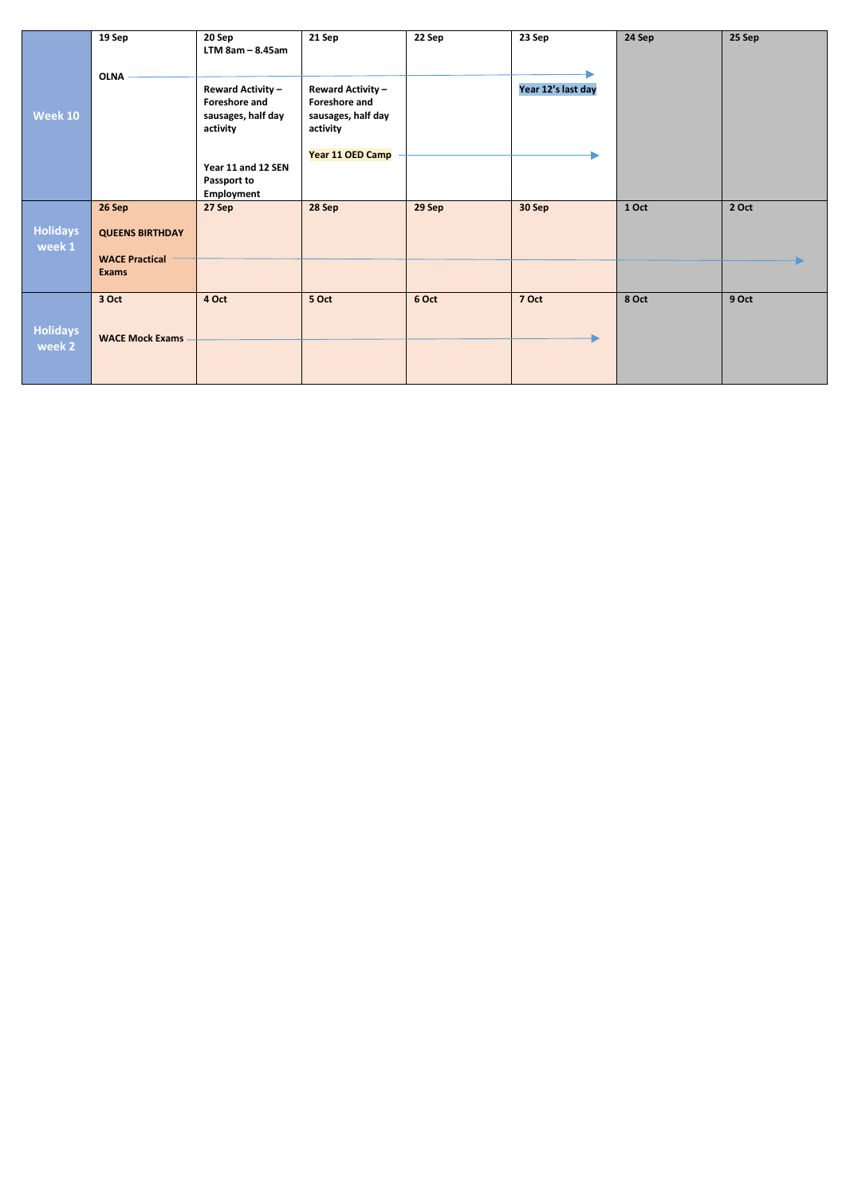| | 19 Sep | 20 Sep | 21 Sep | 22 Sep | 23 Sep | 24 Sep | 25 Sep |
|---|---|---|---|---|---|---|---|
| Week 10 | OLNA → | LTM 8am – 8.45am<br>Reward Activity – Foreshore and sausages, half day activity<br>Year 11 and 12 SEN Passport to Employment | Reward Activity – Foreshore and sausages, half day activity<br>Year 11 OED Camp → | | Year 12's last day | | |
| Holidays week 1 | 26 Sep<br>QUEENS BIRTHDAY<br>WACE Practical Exams → | 27 Sep | 28 Sep | 29 Sep | 30 Sep | 1 Oct | 2 Oct |
| Holidays week 2 | 3 Oct<br>WACE Mock Exams → | 4 Oct | 5 Oct | 6 Oct | 7 Oct | 8 Oct | 9 Oct |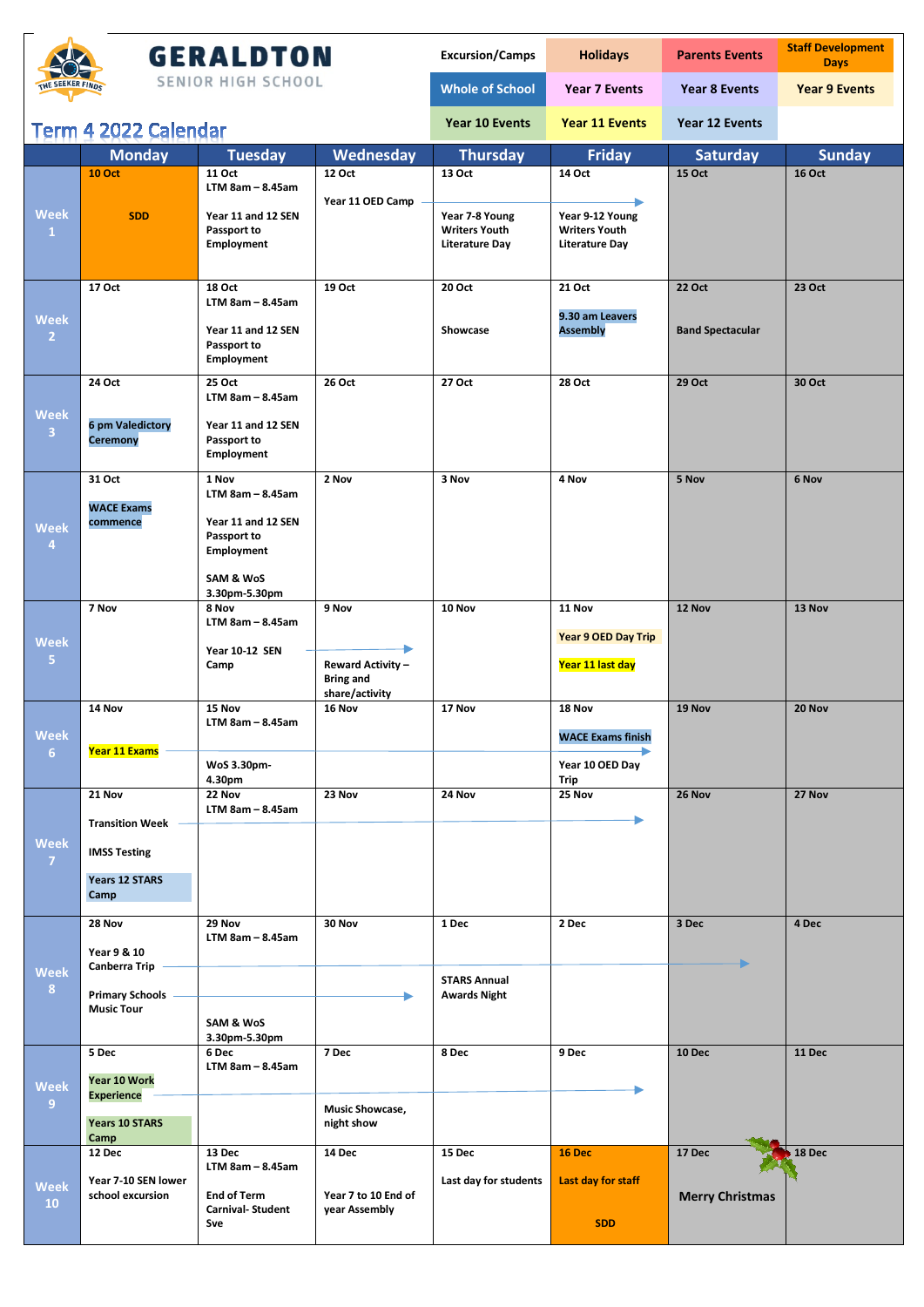# GERALDTON SENIOR HIGH SCHOOL

THE SEEKER FINDS

## Term 4 2022 Calendar

| | | | |
|---|---|---|---|
| Excursion/Camps | Holidays | Parents Events | Staff Development Days |
| Whole of School | Year 7 Events | Year 8 Events | Year 9 Events |
| Year 10 Events | Year 11 Events | Year 12 Events | |

| | Monday | Tuesday | Wednesday | Thursday | Friday | Saturday | Sunday |
|---|---|---|---|---|---|---|---|
| Week 1 | 10 Oct<br>SDD | 11 Oct<br>LTM 8am – 8.45am<br>Year 11 and 12 SEN Passport to Employment | 12 Oct<br>Year 11 OED Camp → | 13 Oct<br>Year 7-8 Young Writers Youth Literature Day | 14 Oct<br>Year 9-12 Young Writers Youth Literature Day | 15 Oct | 16 Oct |
| Week 2 | 17 Oct | 18 Oct<br>LTM 8am – 8.45am<br>Year 11 and 12 SEN Passport to Employment | 19 Oct | 20 Oct<br>Showcase | 21 Oct<br>9.30 am Leavers Assembly | 22 Oct<br>Band Spectacular | 23 Oct |
| Week 3 | 24 Oct<br>6 pm Valedictory Ceremony | 25 Oct<br>LTM 8am – 8.45am<br>Year 11 and 12 SEN Passport to Employment | 26 Oct | 27 Oct | 28 Oct | 29 Oct | 30 Oct |
| Week 4 | 31 Oct<br>WACE Exams commence | 1 Nov<br>LTM 8am – 8.45am<br>Year 11 and 12 SEN Passport to Employment<br>SAM & WoS 3.30pm-5.30pm | 2 Nov | 3 Nov | 4 Nov | 5 Nov | 6 Nov |
| Week 5 | 7 Nov | 8 Nov<br>LTM 8am – 8.45am<br>Year 10-12 SEN Camp → | 9 Nov<br>Reward Activity – Bring and share/activity | 10 Nov | 11 Nov<br>Year 9 OED Day Trip<br>Year 11 last day | 12 Nov | 13 Nov |
| Week 6 | 14 Nov<br>Year 11 Exams → | 15 Nov<br>LTM 8am – 8.45am<br>WoS 3.30pm-4.30pm | 16 Nov | 17 Nov | 18 Nov<br>WACE Exams finish<br>Year 10 OED Day Trip | 19 Nov | 20 Nov |
| Week 7 | 21 Nov<br>Transition Week →<br>IMSS Testing<br>Years 12 STARS Camp | 22 Nov<br>LTM 8am – 8.45am | 23 Nov | 24 Nov | 25 Nov | 26 Nov | 27 Nov |
| Week 8 | 28 Nov<br>Year 9 & 10 Canberra Trip →<br>Primary Schools Music Tour → | 29 Nov<br>LTM 8am – 8.45am<br>SAM & WoS 3.30pm-5.30pm | 30 Nov | 1 Dec<br>STARS Annual Awards Night | 2 Dec | 3 Dec | 4 Dec |
| Week 9 | 5 Dec<br>Year 10 Work Experience →<br>Years 10 STARS Camp | 6 Dec<br>LTM 8am – 8.45am | 7 Dec<br>Music Showcase, night show | 8 Dec | 9 Dec | 10 Dec | 11 Dec |
| Week 10 | 12 Dec<br>Year 7-10 SEN lower school excursion | 13 Dec<br>LTM 8am – 8.45am<br>End of Term Carnival- Student Sve | 14 Dec<br>Year 7 to 10 End of year Assembly | 15 Dec<br>Last day for students | 16 Dec<br>Last day for staff<br>SDD | 17 Dec<br>Merry Christmas | 18 Dec |